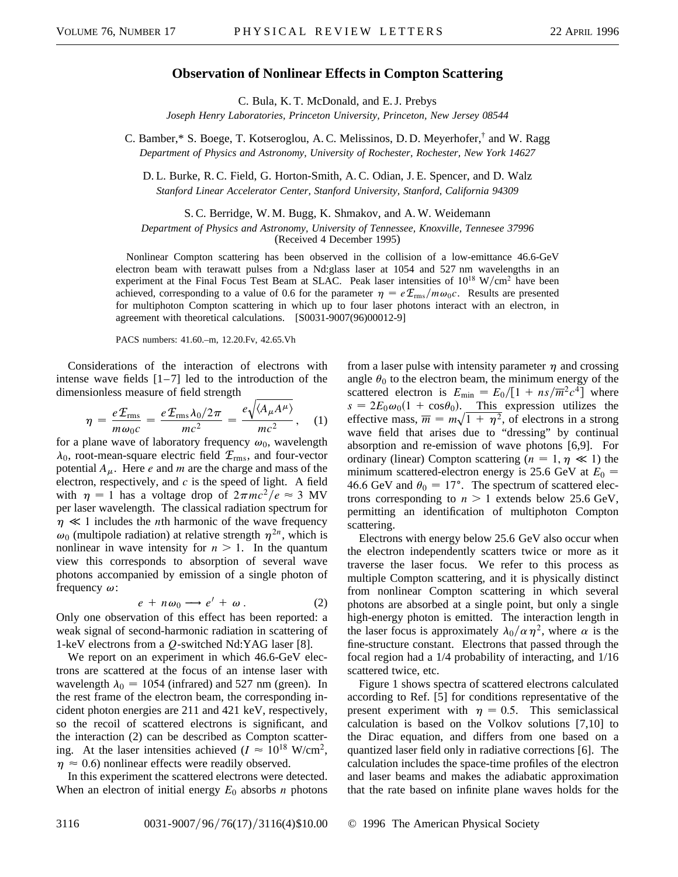# Observation of Nonlinear Effects in Compton Scattering

C. Bula, K. T. McDonald, and E. J. Prebys
*Joseph Henry Laboratories, Princeton University, Princeton, New Jersey 08544*

C. Bamber,* S. Boege, T. Kotseroglou, A. C. Melissinos, D. D. Meyerhofer,† and W. Ragg
*Department of Physics and Astronomy, University of Rochester, Rochester, New York 14627*

D. L. Burke, R. C. Field, G. Horton-Smith, A. C. Odian, J. E. Spencer, and D. Walz
*Stanford Linear Accelerator Center, Stanford University, Stanford, California 94309*

S. C. Berridge, W. M. Bugg, K. Shmakov, and A. W. Weidemann
*Department of Physics and Astronomy, University of Tennessee, Knoxville, Tennessee 37996*
(Received 4 December 1995)

Nonlinear Compton scattering has been observed in the collision of a low-emittance 46.6-GeV electron beam with terawatt pulses from a Nd:glass laser at 1054 and 527 nm wavelengths in an experiment at the Final Focus Test Beam at SLAC. Peak laser intensities of $10^{18}$ W/cm$^2$ have been achieved, corresponding to a value of 0.6 for the parameter $\eta = e\mathcal{E}_{\text{rms}}/m\omega_0 c$. Results are presented for multiphoton Compton scattering in which up to four laser photons interact with an electron, in agreement with theoretical calculations. [S0031-9007(96)00012-9]

PACS numbers: 41.60.–m, 12.20.Fv, 42.65.Vh

Considerations of the interaction of electrons with intense wave fields [1–7] led to the introduction of the dimensionless measure of field strength

$$\eta = \frac{e\mathcal{E}_{\text{rms}}}{m\omega_0 c} = \frac{e\mathcal{E}_{\text{rms}}\lambda_0/2\pi}{mc^2} = \frac{e\sqrt{\langle A_\mu A^\mu \rangle}}{mc^2}, \quad (1)$$

for a plane wave of laboratory frequency $\omega_0$, wavelength $\lambda_0$, root-mean-square electric field $\mathcal{E}_{\text{rms}}$, and four-vector potential $A_\mu$. Here $e$ and $m$ are the charge and mass of the electron, respectively, and $c$ is the speed of light. A field with $\eta = 1$ has a voltage drop of $2\pi mc^2/e \approx 3$ MV per laser wavelength. The classical radiation spectrum for $\eta \ll 1$ includes the $n$th harmonic of the wave frequency $\omega_0$ (multipole radiation) at relative strength $\eta^{2n}$, which is nonlinear in wave intensity for $n > 1$. In the quantum view this corresponds to absorption of several wave photons accompanied by emission of a single photon of frequency $\omega$:

$$e + n\omega_0 \longrightarrow e' + \omega\,. \quad (2)$$

Only one observation of this effect has been reported: a weak signal of second-harmonic radiation in scattering of 1-keV electrons from a $Q$-switched Nd:YAG laser [8].

We report on an experiment in which 46.6-GeV electrons are scattered at the focus of an intense laser with wavelength $\lambda_0 = 1054$ (infrared) and 527 nm (green). In the rest frame of the electron beam, the corresponding incident photon energies are 211 and 421 keV, respectively, so the recoil of scattered electrons is significant, and the interaction (2) can be described as Compton scattering. At the laser intensities achieved ($I \approx 10^{18}$ W/cm$^2$, $\eta \approx 0.6$) nonlinear effects were readily observed.

In this experiment the scattered electrons were detected. When an electron of initial energy $E_0$ absorbs $n$ photons from a laser pulse with intensity parameter $\eta$ and crossing angle $\theta_0$ to the electron beam, the minimum energy of the scattered electron is $E_{\text{min}} = E_0/[1 + ns/\overline{m}^2c^4]$ where $s = 2E_0\omega_0(1 + \cos\theta_0)$. This expression utilizes the effective mass, $\overline{m} = m\sqrt{1 + \eta^2}$, of electrons in a strong wave field that arises due to "dressing" by continual absorption and re-emission of wave photons [6,9]. For ordinary (linear) Compton scattering ($n = 1, \eta \ll 1$) the minimum scattered-electron energy is 25.6 GeV at $E_0 =$ 46.6 GeV and $\theta_0 = 17°$. The spectrum of scattered electrons corresponding to $n > 1$ extends below 25.6 GeV, permitting an identification of multiphoton Compton scattering.

Electrons with energy below 25.6 GeV also occur when the electron independently scatters twice or more as it traverse the laser focus. We refer to this process as multiple Compton scattering, and it is physically distinct from nonlinear Compton scattering in which several photons are absorbed at a single point, but only a single high-energy photon is emitted. The interaction length in the laser focus is approximately $\lambda_0/\alpha\eta^2$, where $\alpha$ is the fine-structure constant. Electrons that passed through the focal region had a 1/4 probability of interacting, and 1/16 scattered twice, etc.

Figure 1 shows spectra of scattered electrons calculated according to Ref. [5] for conditions representative of the present experiment with $\eta = 0.5$. This semiclassical calculation is based on the Volkov solutions [7,10] to the Dirac equation, and differs from one based on a quantized laser field only in radiative corrections [6]. The calculation includes the space-time profiles of the electron and laser beams and makes the adiabatic approximation that the rate based on infinite plane waves holds for the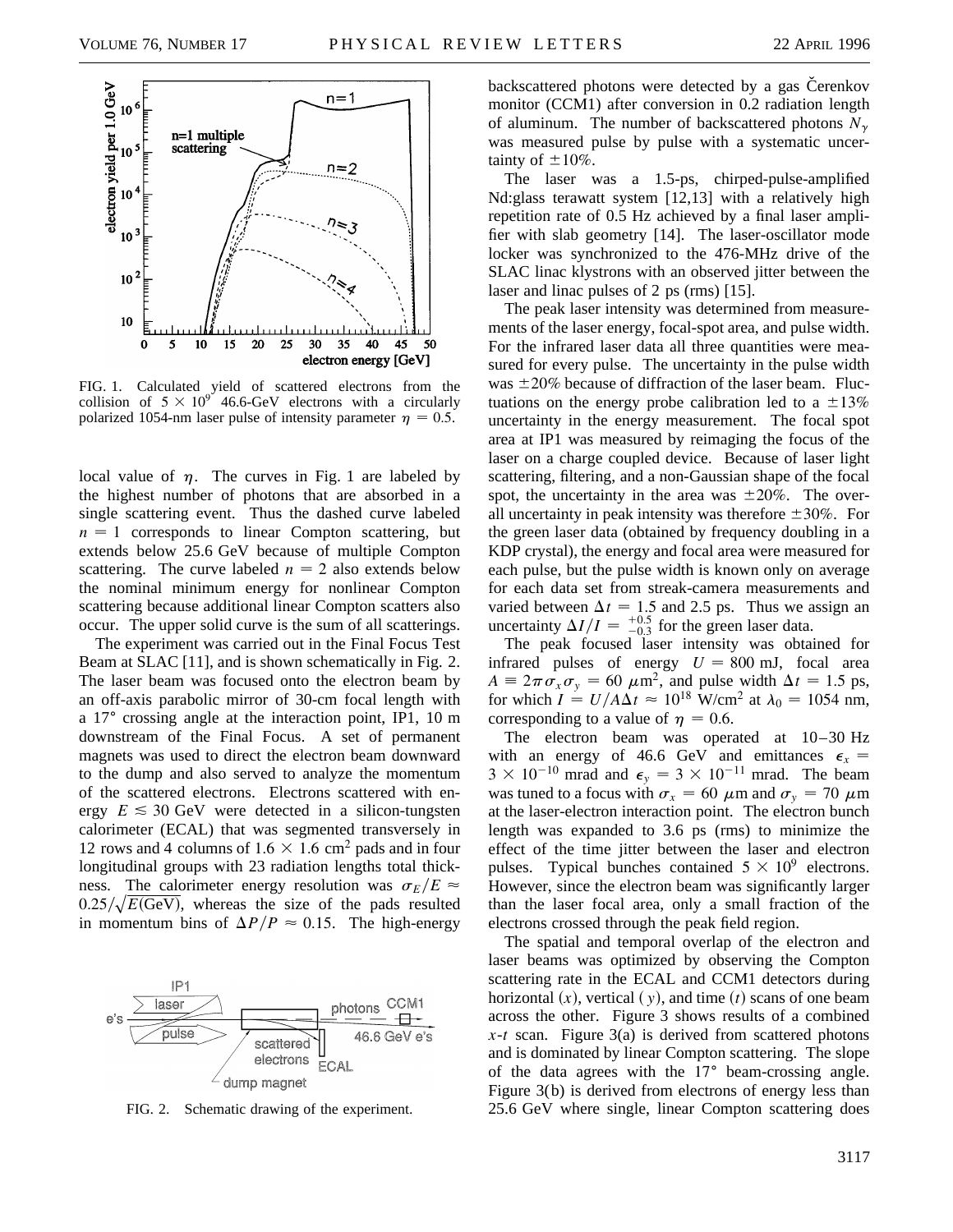FIG. 1. Calculated yield of scattered electrons from the collision of $5 \times 10^9$ 46.6-GeV electrons with a circularly polarized 1054-nm laser pulse of intensity parameter $\eta = 0.5$.

local value of $\eta$. The curves in Fig. 1 are labeled by the highest number of photons that are absorbed in a single scattering event. Thus the dashed curve labeled $n = 1$ corresponds to linear Compton scattering, but extends below 25.6 GeV because of multiple Compton scattering. The curve labeled $n = 2$ also extends below the nominal minimum energy for nonlinear Compton scattering because additional linear Compton scatters also occur. The upper solid curve is the sum of all scatterings.

The experiment was carried out in the Final Focus Test Beam at SLAC [11], and is shown schematically in Fig. 2. The laser beam was focused onto the electron beam by an off-axis parabolic mirror of 30-cm focal length with a 17° crossing angle at the interaction point, IP1, 10 m downstream of the Final Focus. A set of permanent magnets was used to direct the electron beam downward to the dump and also served to analyze the momentum of the scattered electrons. Electrons scattered with energy $E \lesssim 30$ GeV were detected in a silicon-tungsten calorimeter (ECAL) that was segmented transversely in 12 rows and 4 columns of $1.6 \times 1.6$ cm$^2$ pads and in four longitudinal groups with 23 radiation lengths total thickness. The calorimeter energy resolution was $\sigma_E/E \approx 0.25/\sqrt{E(\text{GeV})}$, whereas the size of the pads resulted in momentum bins of $\Delta P/P \approx 0.15$. The high-energy

FIG. 2. Schematic drawing of the experiment.

backscattered photons were detected by a gas Čerenkov monitor (CCM1) after conversion in 0.2 radiation length of aluminum. The number of backscattered photons $N_\gamma$ was measured pulse by pulse with a systematic uncertainty of $\pm 10\%$.

The laser was a 1.5-ps, chirped-pulse-amplified Nd:glass terawatt system [12,13] with a relatively high repetition rate of 0.5 Hz achieved by a final laser amplifier with slab geometry [14]. The laser-oscillator mode locker was synchronized to the 476-MHz drive of the SLAC linac klystrons with an observed jitter between the laser and linac pulses of 2 ps (rms) [15].

The peak laser intensity was determined from measurements of the laser energy, focal-spot area, and pulse width. For the infrared laser data all three quantities were measured for every pulse. The uncertainty in the pulse width was $\pm 20\%$ because of diffraction of the laser beam. Fluctuations on the energy probe calibration led to a $\pm 13\%$ uncertainty in the energy measurement. The focal spot area at IP1 was measured by reimaging the focus of the laser on a charge coupled device. Because of laser light scattering, filtering, and a non-Gaussian shape of the focal spot, the uncertainty in the area was $\pm 20\%$. The overall uncertainty in peak intensity was therefore $\pm 30\%$. For the green laser data (obtained by frequency doubling in a KDP crystal), the energy and focal area were measured for each pulse, but the pulse width is known only on average for each data set from streak-camera measurements and varied between $\Delta t = 1.5$ and 2.5 ps. Thus we assign an uncertainty $\Delta I/I = {}^{+0.5}_{-0.3}$ for the green laser data.

The peak focused laser intensity was obtained for infrared pulses of energy $U = 800$ mJ, focal area $A \equiv 2\pi\sigma_x\sigma_y = 60\ \mu\text{m}^2$, and pulse width $\Delta t = 1.5$ ps, for which $I = U/A\Delta t \approx 10^{18}$ W/cm$^2$ at $\lambda_0 = 1054$ nm, corresponding to a value of $\eta = 0.6$.

The electron beam was operated at 10–30 Hz with an energy of 46.6 GeV and emittances $\epsilon_x = 3 \times 10^{-10}$ mrad and $\epsilon_y = 3 \times 10^{-11}$ mrad. The beam was tuned to a focus with $\sigma_x = 60\ \mu$m and $\sigma_y = 70\ \mu$m at the laser-electron interaction point. The electron bunch length was expanded to 3.6 ps (rms) to minimize the effect of the time jitter between the laser and electron pulses. Typical bunches contained $5 \times 10^9$ electrons. However, since the electron beam was significantly larger than the laser focal area, only a small fraction of the electrons crossed through the peak field region.

The spatial and temporal overlap of the electron and laser beams was optimized by observing the Compton scattering rate in the ECAL and CCM1 detectors during horizontal ($x$), vertical ($y$), and time ($t$) scans of one beam across the other. Figure 3 shows results of a combined $x$-$t$ scan. Figure 3(a) is derived from scattered photons and is dominated by linear Compton scattering. The slope of the data agrees with the 17° beam-crossing angle. Figure 3(b) is derived from electrons of energy less than 25.6 GeV where single, linear Compton scattering does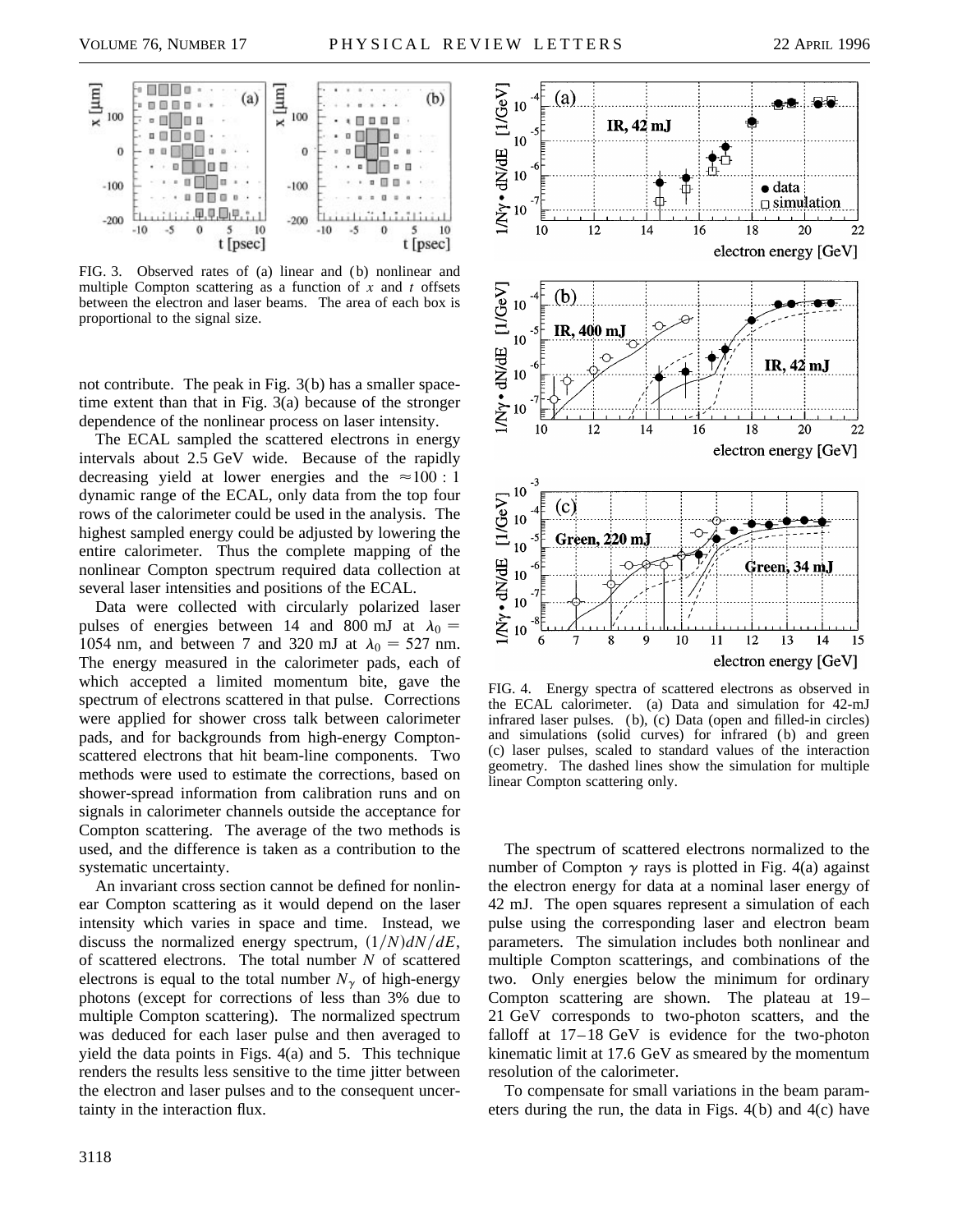FIG. 3. Observed rates of (a) linear and (b) nonlinear and multiple Compton scattering as a function of $x$ and $t$ offsets between the electron and laser beams. The area of each box is proportional to the signal size.

not contribute. The peak in Fig. 3(b) has a smaller space-time extent than that in Fig. 3(a) because of the stronger dependence of the nonlinear process on laser intensity.

The ECAL sampled the scattered electrons in energy intervals about 2.5 GeV wide. Because of the rapidly decreasing yield at lower energies and the $\approx 100:1$ dynamic range of the ECAL, only data from the top four rows of the calorimeter could be used in the analysis. The highest sampled energy could be adjusted by lowering the entire calorimeter. Thus the complete mapping of the nonlinear Compton spectrum required data collection at several laser intensities and positions of the ECAL.

Data were collected with circularly polarized laser pulses of energies between 14 and 800 mJ at $\lambda_0 = 1054$ nm, and between 7 and 320 mJ at $\lambda_0 = 527$ nm. The energy measured in the calorimeter pads, each of which accepted a limited momentum bite, gave the spectrum of electrons scattered in that pulse. Corrections were applied for shower cross talk between calorimeter pads, and for backgrounds from high-energy Compton-scattered electrons that hit beam-line components. Two methods were used to estimate the corrections, based on shower-spread information from calibration runs and on signals in calorimeter channels outside the acceptance for Compton scattering. The average of the two methods is used, and the difference is taken as a contribution to the systematic uncertainty.

An invariant cross section cannot be defined for nonlinear Compton scattering as it would depend on the laser intensity which varies in space and time. Instead, we discuss the normalized energy spectrum, $(1/N)dN/dE$, of scattered electrons. The total number $N$ of scattered electrons is equal to the total number $N_\gamma$ of high-energy photons (except for corrections of less than 3% due to multiple Compton scattering). The normalized spectrum was deduced for each laser pulse and then averaged to yield the data points in Figs. 4(a) and 5. This technique renders the results less sensitive to the time jitter between the electron and laser pulses and to the consequent uncertainty in the interaction flux.

FIG. 4. Energy spectra of scattered electrons as observed in the ECAL calorimeter. (a) Data and simulation for 42-mJ infrared laser pulses. (b), (c) Data (open and filled-in circles) and simulations (solid curves) for infrared (b) and green (c) laser pulses, scaled to standard values of the interaction geometry. The dashed lines show the simulation for multiple linear Compton scattering only.

The spectrum of scattered electrons normalized to the number of Compton $\gamma$ rays is plotted in Fig. 4(a) against the electron energy for data at a nominal laser energy of 42 mJ. The open squares represent a simulation of each pulse using the corresponding laser and electron beam parameters. The simulation includes both nonlinear and multiple Compton scatterings, and combinations of the two. Only energies below the minimum for ordinary Compton scattering are shown. The plateau at 19–21 GeV corresponds to two-photon scatters, and the falloff at 17–18 GeV is evidence for the two-photon kinematic limit at 17.6 GeV as smeared by the momentum resolution of the calorimeter.

To compensate for small variations in the beam parameters during the run, the data in Figs. 4(b) and 4(c) have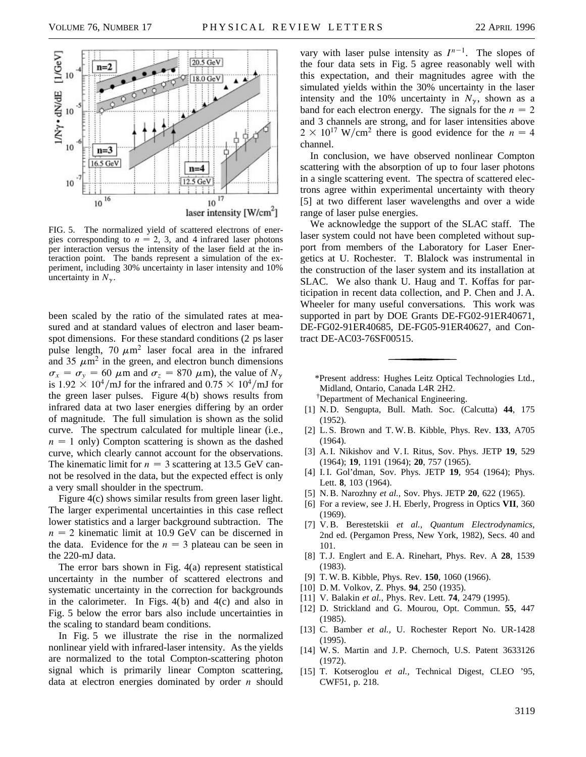n=2

20.5 GeV

18.0 GeV

n=3

16.5 GeV

n=4

12.5 GeV

$1/N_\gamma \cdot dN/dE$ [1/GeV]

$10^{-4}$

$10^{-5}$

$10^{-6}$

$10^{-7}$

$10^{16}$

$10^{17}$

laser intensity [W/cm$^2$]

FIG. 5. The normalized yield of scattered electrons of energies corresponding to $n = 2$, 3, and 4 infrared laser photons per interaction versus the intensity of the laser field at the interaction point. The bands represent a simulation of the experiment, including 30% uncertainty in laser intensity and 10% uncertainty in $N_\gamma$.

been scaled by the ratio of the simulated rates at measured and at standard values of electron and laser beam-spot dimensions. For these standard conditions (2 ps laser pulse length, 70 $\mu m^2$ laser focal area in the infrared and 35 $\mu m^2$ in the green, and electron bunch dimensions $\sigma_x = \sigma_y = 60$ $\mu$m and $\sigma_z = 870$ $\mu$m), the value of $N_\gamma$ is $1.92 \times 10^4$/mJ for the infrared and $0.75 \times 10^4$/mJ for the green laser pulses. Figure 4(b) shows results from infrared data at two laser energies differing by an order of magnitude. The full simulation is shown as the solid curve. The spectrum calculated for multiple linear (i.e., $n = 1$ only) Compton scattering is shown as the dashed curve, which clearly cannot account for the observations. The kinematic limit for $n = 3$ scattering at 13.5 GeV cannot be resolved in the data, but the expected effect is only a very small shoulder in the spectrum.

Figure 4(c) shows similar results from green laser light. The larger experimental uncertainties in this case reflect lower statistics and a larger background subtraction. The $n = 2$ kinematic limit at 10.9 GeV can be discerned in the data. Evidence for the $n = 3$ plateau can be seen in the 220-mJ data.

The error bars shown in Fig. 4(a) represent statistical uncertainty in the number of scattered electrons and systematic uncertainty in the correction for backgrounds in the calorimeter. In Figs. 4(b) and 4(c) and also in Fig. 5 below the error bars also include uncertainties in the scaling to standard beam conditions.

In Fig. 5 we illustrate the rise in the normalized nonlinear yield with infrared-laser intensity. As the yields are normalized to the total Compton-scattering photon signal which is primarily linear Compton scattering, data at electron energies dominated by order $n$ should vary with laser pulse intensity as $I^{n-1}$. The slopes of the four data sets in Fig. 5 agree reasonably well with this expectation, and their magnitudes agree with the simulated yields within the 30% uncertainty in the laser intensity and the 10% uncertainty in $N_\gamma$, shown as a band for each electron energy. The signals for the $n = 2$ and 3 channels are strong, and for laser intensities above $2 \times 10^{17}$ W/cm$^2$ there is good evidence for the $n = 4$ channel.

In conclusion, we have observed nonlinear Compton scattering with the absorption of up to four laser photons in a single scattering event. The spectra of scattered electrons agree within experimental uncertainty with theory [5] at two different laser wavelengths and over a wide range of laser pulse energies.

We acknowledge the support of the SLAC staff. The laser system could not have been completed without support from members of the Laboratory for Laser Energetics at U. Rochester. T. Blalock was instrumental in the construction of the laser system and its installation at SLAC. We also thank U. Haug and T. Koffas for participation in recent data collection, and P. Chen and J. A. Wheeler for many useful conversations. This work was supported in part by DOE Grants DE-FG02-91ER40671, DE-FG02-91ER40685, DE-FG05-91ER40627, and Contract DE-AC03-76SF00515.

---

*Present address: Hughes Leitz Optical Technologies Ltd., Midland, Ontario, Canada L4R 2H2.

†Department of Mechanical Engineering.

[1] N. D. Sengupta, Bull. Math. Soc. (Calcutta) **44**, 175 (1952).

[2] L. S. Brown and T. W. B. Kibble, Phys. Rev. **133**, A705 (1964).

[3] A. I. Nikishov and V. I. Ritus, Sov. Phys. JETP **19**, 529 (1964); **19**, 1191 (1964); **20**, 757 (1965).

[4] I. I. Gol'dman, Sov. Phys. JETP **19**, 954 (1964); Phys. Lett. **8**, 103 (1964).

[5] N. B. Narozhny *et al.,* Sov. Phys. JETP **20**, 622 (1965).

[6] For a review, see J. H. Eberly, Progress in Optics **VII**, 360 (1969).

[7] V. B. Berestetskii *et al., Quantum Electrodynamics,* 2nd ed. (Pergamon Press, New York, 1982), Secs. 40 and 101.

[8] T. J. Englert and E. A. Rinehart, Phys. Rev. A **28**, 1539 (1983).

[9] T. W. B. Kibble, Phys. Rev. **150**, 1060 (1966).

[10] D. M. Volkov, Z. Phys. **94**, 250 (1935).

[11] V. Balakin *et al.,* Phys. Rev. Lett. **74**, 2479 (1995).

[12] D. Strickland and G. Mourou, Opt. Commun. **55**, 447 (1985).

[13] C. Bamber *et al.,* U. Rochester Report No. UR-1428 (1995).

[14] W. S. Martin and J. P. Chernoch, U.S. Patent 3633126 (1972).

[15] T. Kotseroglou *et al.,* Technical Digest, CLEO '95, CWF51, p. 218.